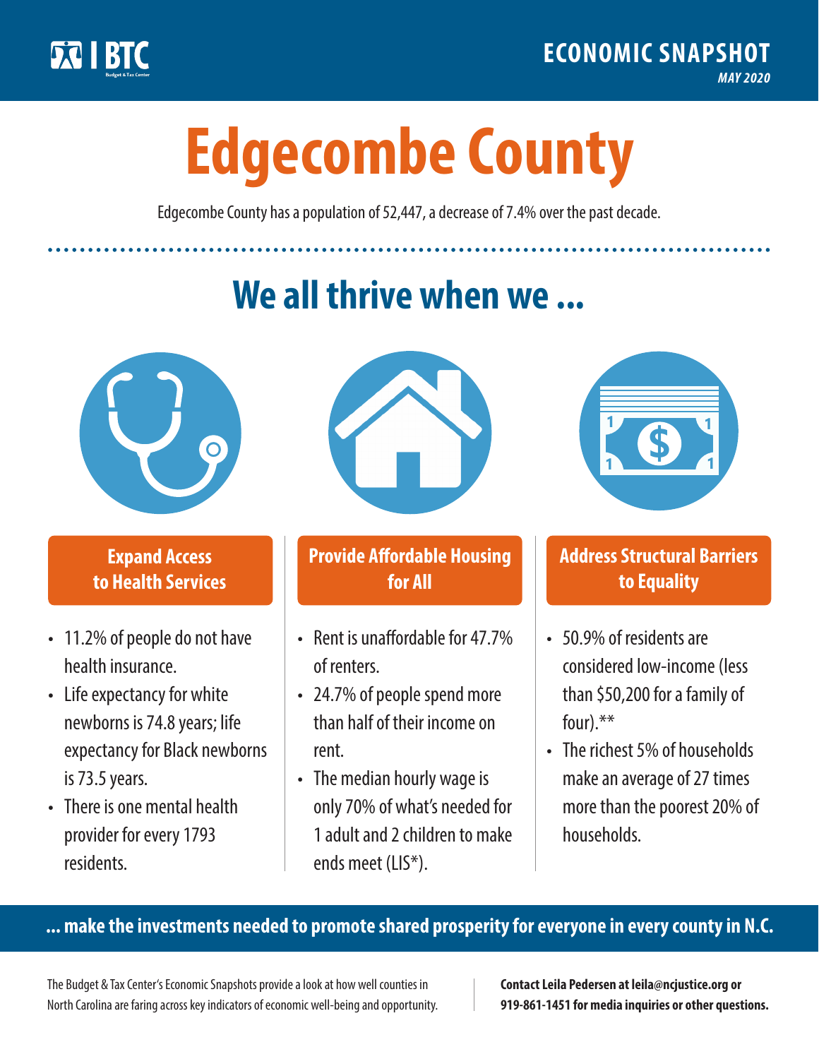BTC Budget & Tax Center

**ECONOMIC SNAPSHOT**

*MAY 2020*

# Edgecombe County

Edgecombe County has a population of 52,447, a decrease of 7.4% over the past decade.

## We all thrive when we ...

### Expand Access to Health Services

- 11.2% of people do not have health insurance.
- Life expectancy for white newborns is 74.8 years; life expectancy for Black newborns is 73.5 years.
- There is one mental health provider for every 1793 residents.

### Provide Affordable Housing for All

- Rent is unaffordable for 47.7% of renters.
- 24.7% of people spend more than half of their income on rent.
- The median hourly wage is only 70% of what's needed for 1 adult and 2 children to make ends meet (LIS*).

### Address Structural Barriers to Equality

- 50.9% of residents are considered low-income (less than $50,200 for a family of four).**
- The richest 5% of households make an average of 27 times more than the poorest 20% of households.

**... make the investments needed to promote shared prosperity for everyone in every county in N.C.**

The Budget & Tax Center's Economic Snapshots provide a look at how well counties in North Carolina are faring across key indicators of economic well-being and opportunity.

**Contact Leila Pedersen at leila@ncjustice.org or 919-861-1451 for media inquiries or other questions.**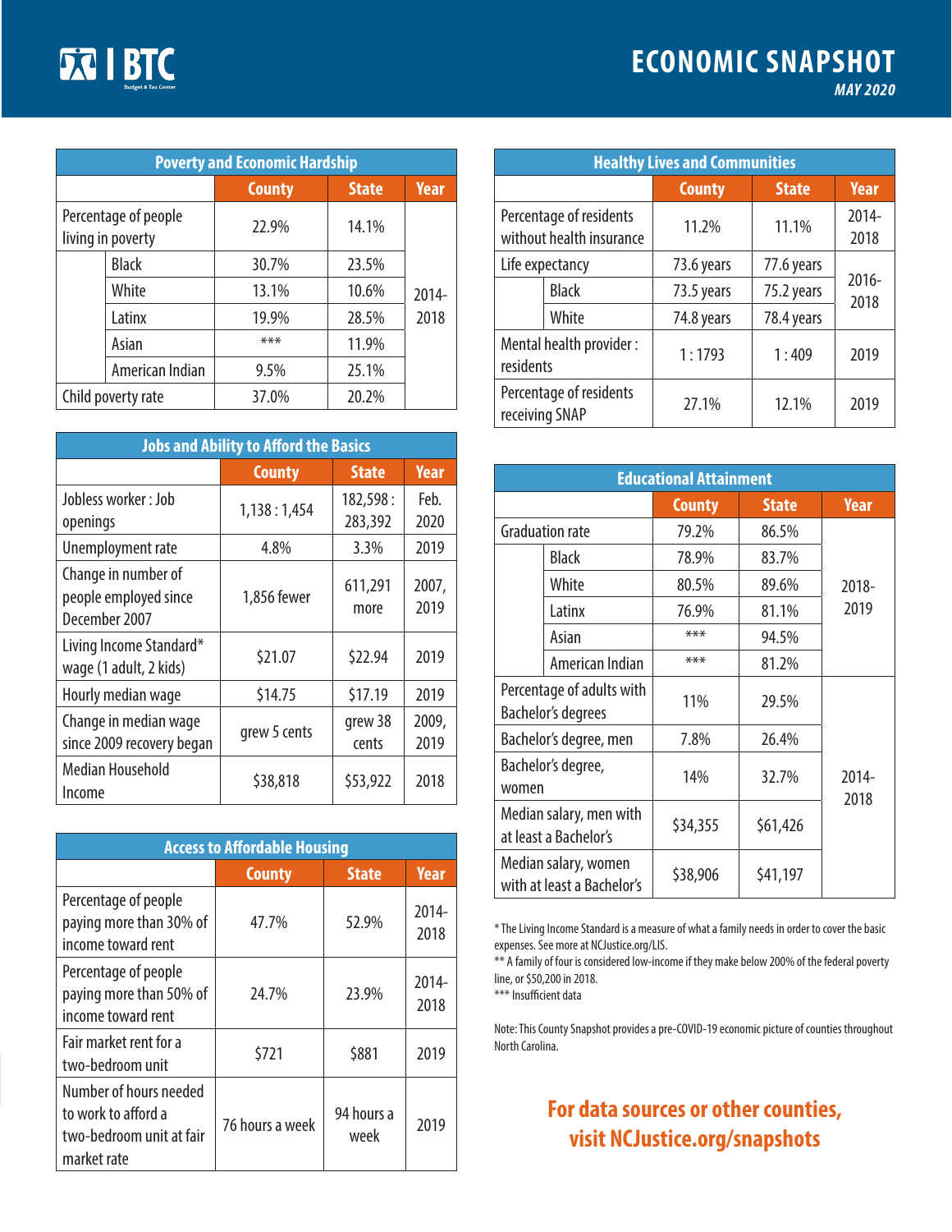BTC Budget & Tax Center

# ECONOMIC SNAPSHOT

*MAY 2020*

| Poverty and Economic Hardship | | County | State | Year |
|---|---|---|---|---|
| Percentage of people living in poverty | | 22.9% | 14.1% | 2014-2018 |
| | Black | 30.7% | 23.5% | |
| | White | 13.1% | 10.6% | |
| | Latinx | 19.9% | 28.5% | |
| | Asian | *** | 11.9% | |
| | American Indian | 9.5% | 25.1% | |
| Child poverty rate | | 37.0% | 20.2% | |

| Jobs and Ability to Afford the Basics | County | State | Year |
|---|---|---|---|
| Jobless worker : Job openings | 1,138 : 1,454 | 182,598 : 283,392 | Feb. 2020 |
| Unemployment rate | 4.8% | 3.3% | 2019 |
| Change in number of people employed since December 2007 | 1,856 fewer | 611,291 more | 2007, 2019 |
| Living Income Standard* wage (1 adult, 2 kids) | $21.07 | $22.94 | 2019 |
| Hourly median wage | $14.75 | $17.19 | 2019 |
| Change in median wage since 2009 recovery began | grew 5 cents | grew 38 cents | 2009, 2019 |
| Median Household Income | $38,818 | $53,922 | 2018 |

| Access to Affordable Housing | County | State | Year |
|---|---|---|---|
| Percentage of people paying more than 30% of income toward rent | 47.7% | 52.9% | 2014-2018 |
| Percentage of people paying more than 50% of income toward rent | 24.7% | 23.9% | 2014-2018 |
| Fair market rent for a two-bedroom unit | $721 | $881 | 2019 |
| Number of hours needed to work to afford a two-bedroom unit at fair market rate | 76 hours a week | 94 hours a week | 2019 |

| Healthy Lives and Communities | | County | State | Year |
|---|---|---|---|---|
| Percentage of residents without health insurance | | 11.2% | 11.1% | 2014-2018 |
| Life expectancy | | 73.6 years | 77.6 years | 2016-2018 |
| | Black | 73.5 years | 75.2 years | |
| | White | 74.8 years | 78.4 years | |
| Mental health provider : residents | | 1 : 1793 | 1 : 409 | 2019 |
| Percentage of residents receiving SNAP | | 27.1% | 12.1% | 2019 |

| Educational Attainment | | County | State | Year |
|---|---|---|---|---|
| Graduation rate | | 79.2% | 86.5% | 2018-2019 |
| | Black | 78.9% | 83.7% | |
| | White | 80.5% | 89.6% | |
| | Latinx | 76.9% | 81.1% | |
| | Asian | *** | 94.5% | |
| | American Indian | *** | 81.2% | |
| Percentage of adults with Bachelor's degrees | | 11% | 29.5% | 2014-2018 |
| Bachelor's degree, men | | 7.8% | 26.4% | |
| Bachelor's degree, women | | 14% | 32.7% | |
| Median salary, men with at least a Bachelor's | | $34,355 | $61,426 | |
| Median salary, women with at least a Bachelor's | | $38,906 | $41,197 | |

* The Living Income Standard is a measure of what a family needs in order to cover the basic expenses. See more at NCJustice.org/LIS.

** A family of four is considered low-income if they make below 200% of the federal poverty line, or $50,200 in 2018.

*** Insufficient data

Note: This County Snapshot provides a pre-COVID-19 economic picture of counties throughout North Carolina.

**For data sources or other counties, visit NCJustice.org/snapshots**